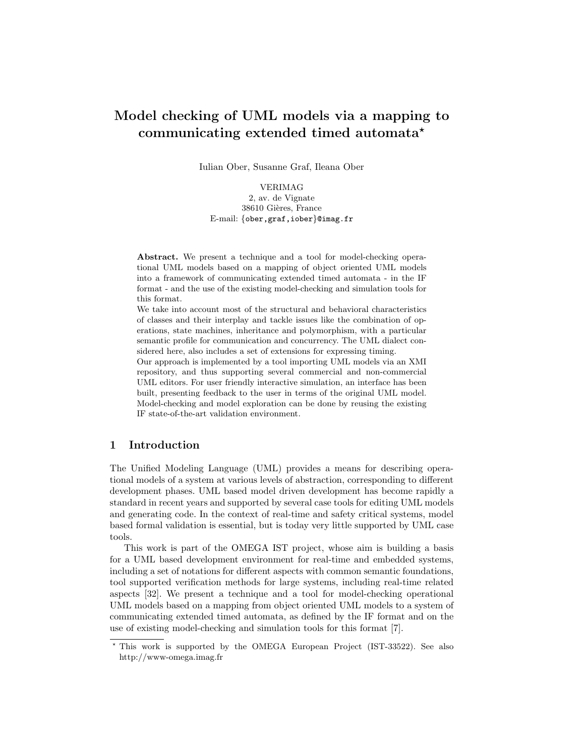# Model checking of UML models via a mapping to communicating extended timed automata*

Iulian Ober, Susanne Graf, Ileana Ober

VERIMAG  
2, av. de Vignate  
38610 Gières, France  
E-mail: {ober,graf,iober}@imag.fr

**Abstract.** We present a technique and a tool for model-checking operational UML models based on a mapping of object oriented UML models into a framework of communicating extended timed automata - in the IF format - and the use of the existing model-checking and simulation tools for this format.  
We take into account most of the structural and behavioral characteristics of classes and their interplay and tackle issues like the combination of operations, state machines, inheritance and polymorphism, with a particular semantic profile for communication and concurrency. The UML dialect considered here, also includes a set of extensions for expressing timing.  
Our approach is implemented by a tool importing UML models via an XMI repository, and thus supporting several commercial and non-commercial UML editors. For user friendly interactive simulation, an interface has been built, presenting feedback to the user in terms of the original UML model. Model-checking and model exploration can be done by reusing the existing IF state-of-the-art validation environment.

## 1 Introduction

The Unified Modeling Language (UML) provides a means for describing operational models of a system at various levels of abstraction, corresponding to different development phases. UML based model driven development has become rapidly a standard in recent years and supported by several case tools for editing UML models and generating code. In the context of real-time and safety critical systems, model based formal validation is essential, but is today very little supported by UML case tools.

This work is part of the OMEGA IST project, whose aim is building a basis for a UML based development environment for real-time and embedded systems, including a set of notations for different aspects with common semantic foundations, tool supported verification methods for large systems, including real-time related aspects [32]. We present a technique and a tool for model-checking operational UML models based on a mapping from object oriented UML models to a system of communicating extended timed automata, as defined by the IF format and on the use of existing model-checking and simulation tools for this format [7].

* This work is supported by the OMEGA European Project (IST-33522). See also http://www-omega.imag.fr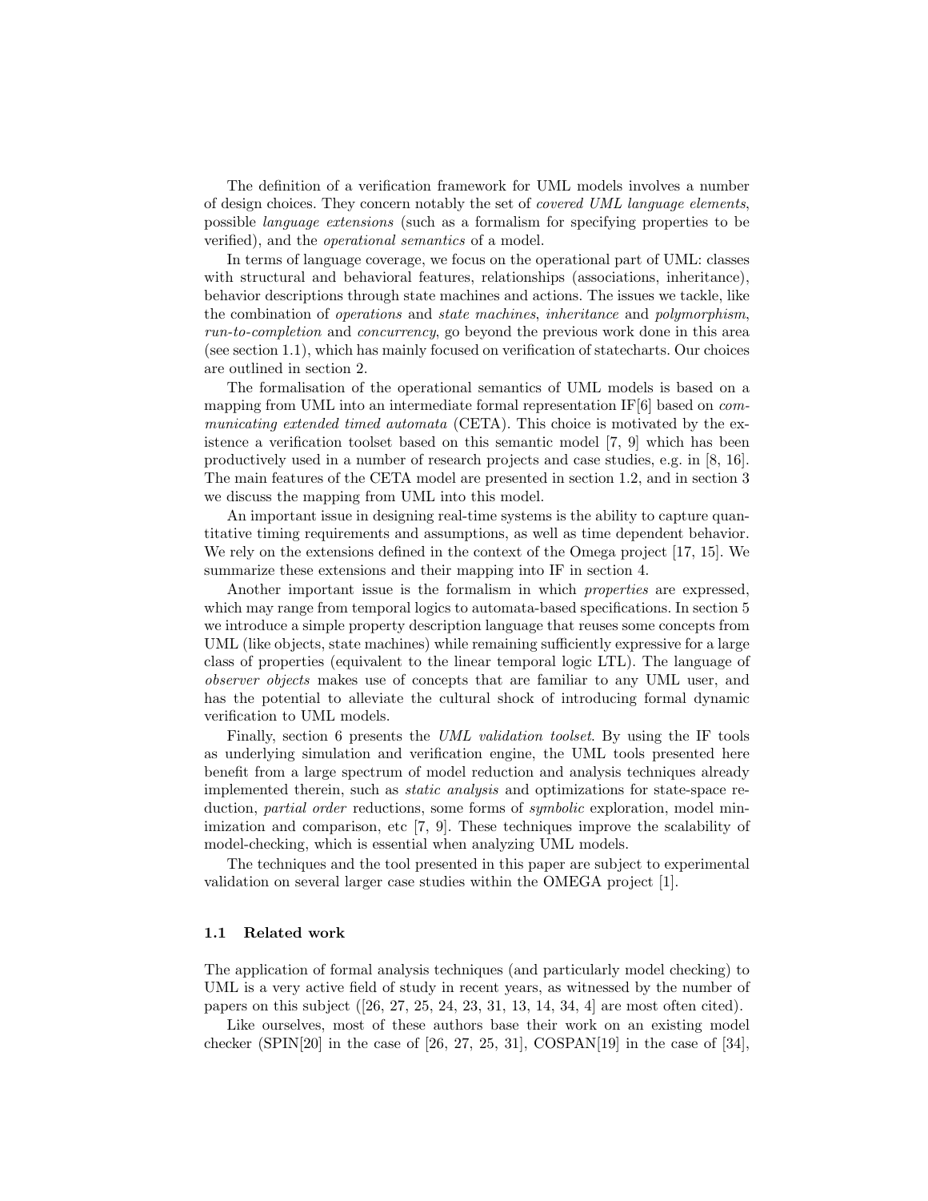The definition of a verification framework for UML models involves a number of design choices. They concern notably the set of *covered UML language elements*, possible *language extensions* (such as a formalism for specifying properties to be verified), and the *operational semantics* of a model.

In terms of language coverage, we focus on the operational part of UML: classes with structural and behavioral features, relationships (associations, inheritance), behavior descriptions through state machines and actions. The issues we tackle, like the combination of *operations* and *state machines*, *inheritance* and *polymorphism*, *run-to-completion* and *concurrency*, go beyond the previous work done in this area (see section 1.1), which has mainly focused on verification of statecharts. Our choices are outlined in section 2.

The formalisation of the operational semantics of UML models is based on a mapping from UML into an intermediate formal representation IF[6] based on *communicating extended timed automata* (CETA). This choice is motivated by the existence a verification toolset based on this semantic model [7, 9] which has been productively used in a number of research projects and case studies, e.g. in [8, 16]. The main features of the CETA model are presented in section 1.2, and in section 3 we discuss the mapping from UML into this model.

An important issue in designing real-time systems is the ability to capture quantitative timing requirements and assumptions, as well as time dependent behavior. We rely on the extensions defined in the context of the Omega project [17, 15]. We summarize these extensions and their mapping into IF in section 4.

Another important issue is the formalism in which *properties* are expressed, which may range from temporal logics to automata-based specifications. In section 5 we introduce a simple property description language that reuses some concepts from UML (like objects, state machines) while remaining sufficiently expressive for a large class of properties (equivalent to the linear temporal logic LTL). The language of *observer objects* makes use of concepts that are familiar to any UML user, and has the potential to alleviate the cultural shock of introducing formal dynamic verification to UML models.

Finally, section 6 presents the *UML validation toolset*. By using the IF tools as underlying simulation and verification engine, the UML tools presented here benefit from a large spectrum of model reduction and analysis techniques already implemented therein, such as *static analysis* and optimizations for state-space reduction, *partial order* reductions, some forms of *symbolic* exploration, model minimization and comparison, etc [7, 9]. These techniques improve the scalability of model-checking, which is essential when analyzing UML models.

The techniques and the tool presented in this paper are subject to experimental validation on several larger case studies within the OMEGA project [1].

### 1.1 Related work

The application of formal analysis techniques (and particularly model checking) to UML is a very active field of study in recent years, as witnessed by the number of papers on this subject ([26, 27, 25, 24, 23, 31, 13, 14, 34, 4] are most often cited).

Like ourselves, most of these authors base their work on an existing model checker (SPIN[20] in the case of [26, 27, 25, 31], COSPAN[19] in the case of [34],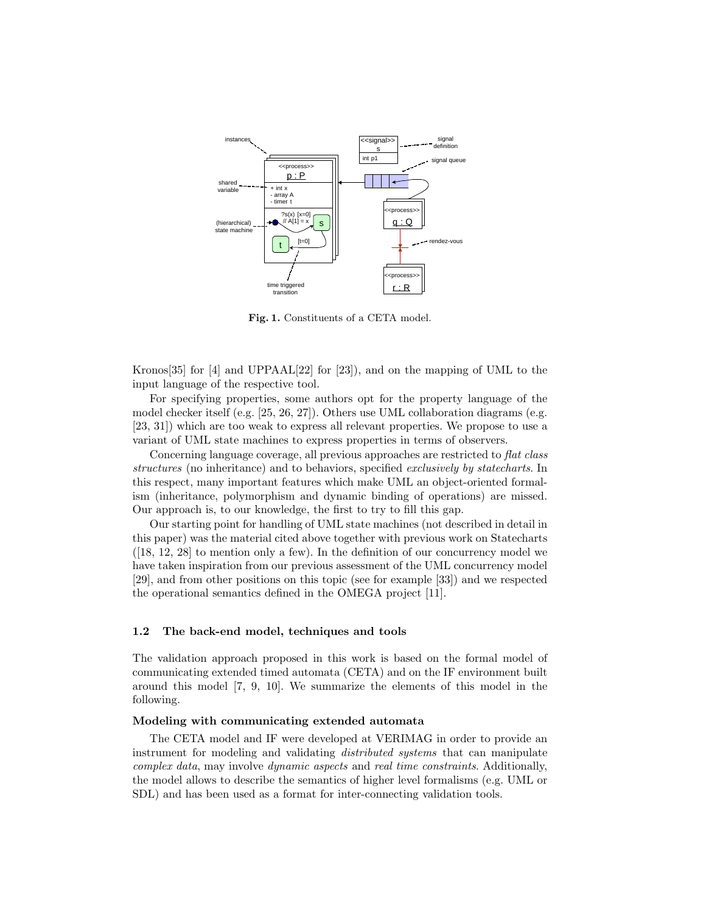**Fig. 1.** Constituents of a CETA model.

Kronos[35] for [4] and UPPAAL[22] for [23]), and on the mapping of UML to the input language of the respective tool.

For specifying properties, some authors opt for the property language of the model checker itself (e.g. [25, 26, 27]). Others use UML collaboration diagrams (e.g. [23, 31]) which are too weak to express all relevant properties. We propose to use a variant of UML state machines to express properties in terms of observers.

Concerning language coverage, all previous approaches are restricted to *flat class structures* (no inheritance) and to behaviors, specified *exclusively by statecharts*. In this respect, many important features which make UML an object-oriented formalism (inheritance, polymorphism and dynamic binding of operations) are missed. Our approach is, to our knowledge, the first to try to fill this gap.

Our starting point for handling of UML state machines (not described in detail in this paper) was the material cited above together with previous work on Statecharts ([18, 12, 28] to mention only a few). In the definition of our concurrency model we have taken inspiration from our previous assessment of the UML concurrency model [29], and from other positions on this topic (see for example [33]) and we respected the operational semantics defined in the OMEGA project [11].

### 1.2 The back-end model, techniques and tools

The validation approach proposed in this work is based on the formal model of communicating extended timed automata (CETA) and on the IF environment built around this model [7, 9, 10]. We summarize the elements of this model in the following.

**Modeling with communicating extended automata**

The CETA model and IF were developed at VERIMAG in order to provide an instrument for modeling and validating *distributed systems* that can manipulate *complex data*, may involve *dynamic aspects* and *real time constraints*. Additionally, the model allows to describe the semantics of higher level formalisms (e.g. UML or SDL) and has been used as a format for inter-connecting validation tools.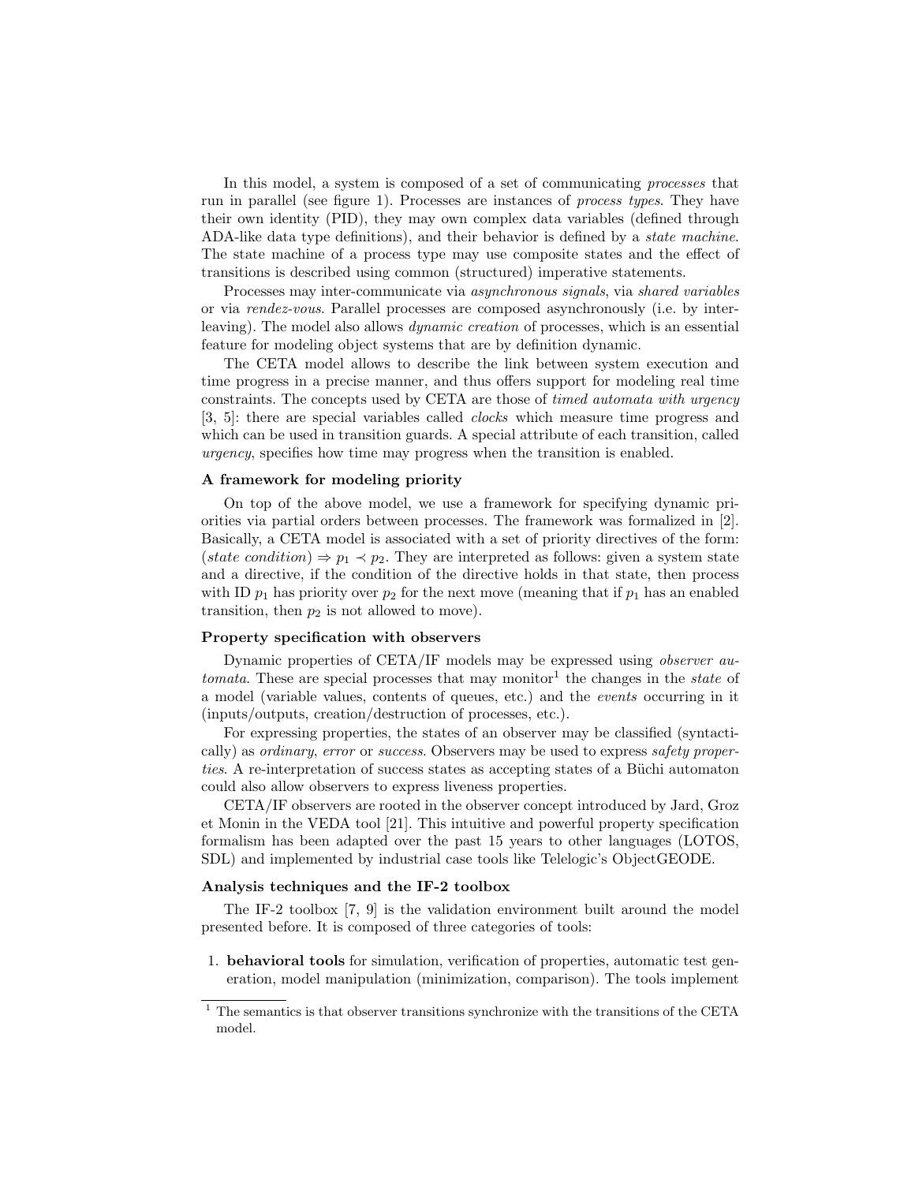In this model, a system is composed of a set of communicating *processes* that run in parallel (see figure 1). Processes are instances of *process types*. They have their own identity (PID), they may own complex data variables (defined through ADA-like data type definitions), and their behavior is defined by a *state machine*. The state machine of a process type may use composite states and the effect of transitions is described using common (structured) imperative statements.

Processes may inter-communicate via *asynchronous signals*, via *shared variables* or via *rendez-vous*. Parallel processes are composed asynchronously (i.e. by interleaving). The model also allows *dynamic creation* of processes, which is an essential feature for modeling object systems that are by definition dynamic.

The CETA model allows to describe the link between system execution and time progress in a precise manner, and thus offers support for modeling real time constraints. The concepts used by CETA are those of *timed automata with urgency* [3, 5]: there are special variables called *clocks* which measure time progress and which can be used in transition guards. A special attribute of each transition, called *urgency*, specifies how time may progress when the transition is enabled.

### A framework for modeling priority

On top of the above model, we use a framework for specifying dynamic priorities via partial orders between processes. The framework was formalized in [2]. Basically, a CETA model is associated with a set of priority directives of the form: (*state condition*) $\Rightarrow p_1 \prec p_2$. They are interpreted as follows: given a system state and a directive, if the condition of the directive holds in that state, then process with ID $p_1$ has priority over $p_2$ for the next move (meaning that if $p_1$ has an enabled transition, then $p_2$ is not allowed to move).

### Property specification with observers

Dynamic properties of CETA/IF models may be expressed using *observer automata*. These are special processes that may monitor[1] the changes in the *state* of a model (variable values, contents of queues, etc.) and the *events* occurring in it (inputs/outputs, creation/destruction of processes, etc.).

For expressing properties, the states of an observer may be classified (syntactically) as *ordinary*, *error* or *success*. Observers may be used to express *safety properties*. A re-interpretation of success states as accepting states of a Büchi automaton could also allow observers to express liveness properties.

CETA/IF observers are rooted in the observer concept introduced by Jard, Groz et Monin in the VEDA tool [21]. This intuitive and powerful property specification formalism has been adapted over the past 15 years to other languages (LOTOS, SDL) and implemented by industrial case tools like Telelogic's ObjectGEODE.

### Analysis techniques and the IF-2 toolbox

The IF-2 toolbox [7, 9] is the validation environment built around the model presented before. It is composed of three categories of tools:

1. **behavioral tools** for simulation, verification of properties, automatic test generation, model manipulation (minimization, comparison). The tools implement

[1] The semantics is that observer transitions synchronize with the transitions of the CETA model.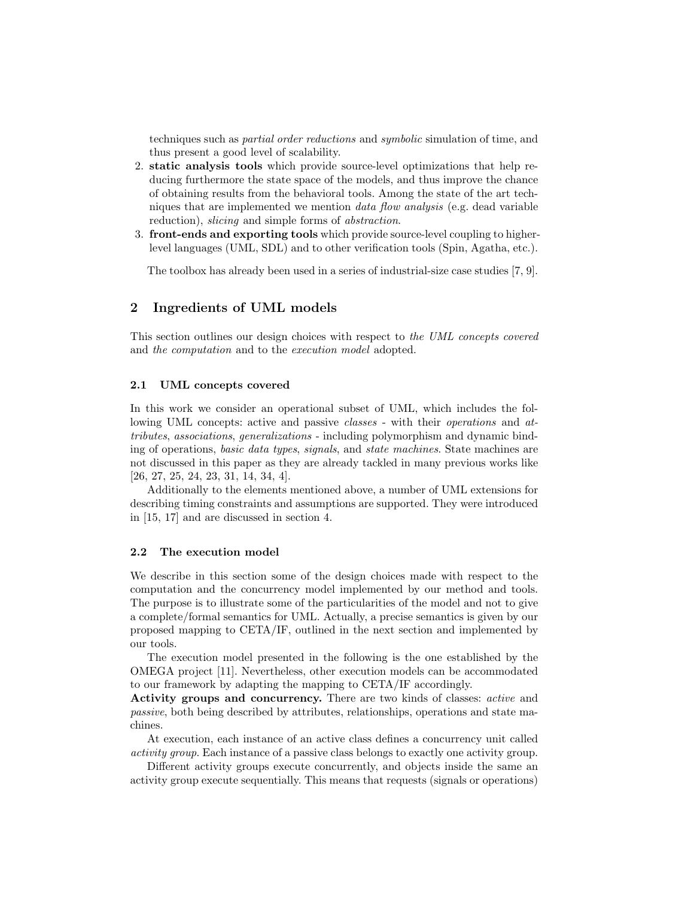techniques such as *partial order reductions* and *symbolic* simulation of time, and thus present a good level of scalability.

2. **static analysis tools** which provide source-level optimizations that help reducing furthermore the state space of the models, and thus improve the chance of obtaining results from the behavioral tools. Among the state of the art techniques that are implemented we mention *data flow analysis* (e.g. dead variable reduction), *slicing* and simple forms of *abstraction*.
3. **front-ends and exporting tools** which provide source-level coupling to higher-level languages (UML, SDL) and to other verification tools (Spin, Agatha, etc.).

The toolbox has already been used in a series of industrial-size case studies [7, 9].

## 2 Ingredients of UML models

This section outlines our design choices with respect to *the UML concepts covered* and *the computation* and to the *execution model* adopted.

### 2.1 UML concepts covered

In this work we consider an operational subset of UML, which includes the following UML concepts: active and passive *classes* - with their *operations* and *attributes*, *associations*, *generalizations* - including polymorphism and dynamic binding of operations, *basic data types*, *signals*, and *state machines*. State machines are not discussed in this paper as they are already tackled in many previous works like [26, 27, 25, 24, 23, 31, 14, 34, 4].

Additionally to the elements mentioned above, a number of UML extensions for describing timing constraints and assumptions are supported. They were introduced in [15, 17] and are discussed in section 4.

### 2.2 The execution model

We describe in this section some of the design choices made with respect to the computation and the concurrency model implemented by our method and tools. The purpose is to illustrate some of the particularities of the model and not to give a complete/formal semantics for UML. Actually, a precise semantics is given by our proposed mapping to CETA/IF, outlined in the next section and implemented by our tools.

The execution model presented in the following is the one established by the OMEGA project [11]. Nevertheless, other execution models can be accommodated to our framework by adapting the mapping to CETA/IF accordingly.

**Activity groups and concurrency.** There are two kinds of classes: *active* and *passive*, both being described by attributes, relationships, operations and state machines.

At execution, each instance of an active class defines a concurrency unit called *activity group*. Each instance of a passive class belongs to exactly one activity group.

Different activity groups execute concurrently, and objects inside the same an activity group execute sequentially. This means that requests (signals or operations)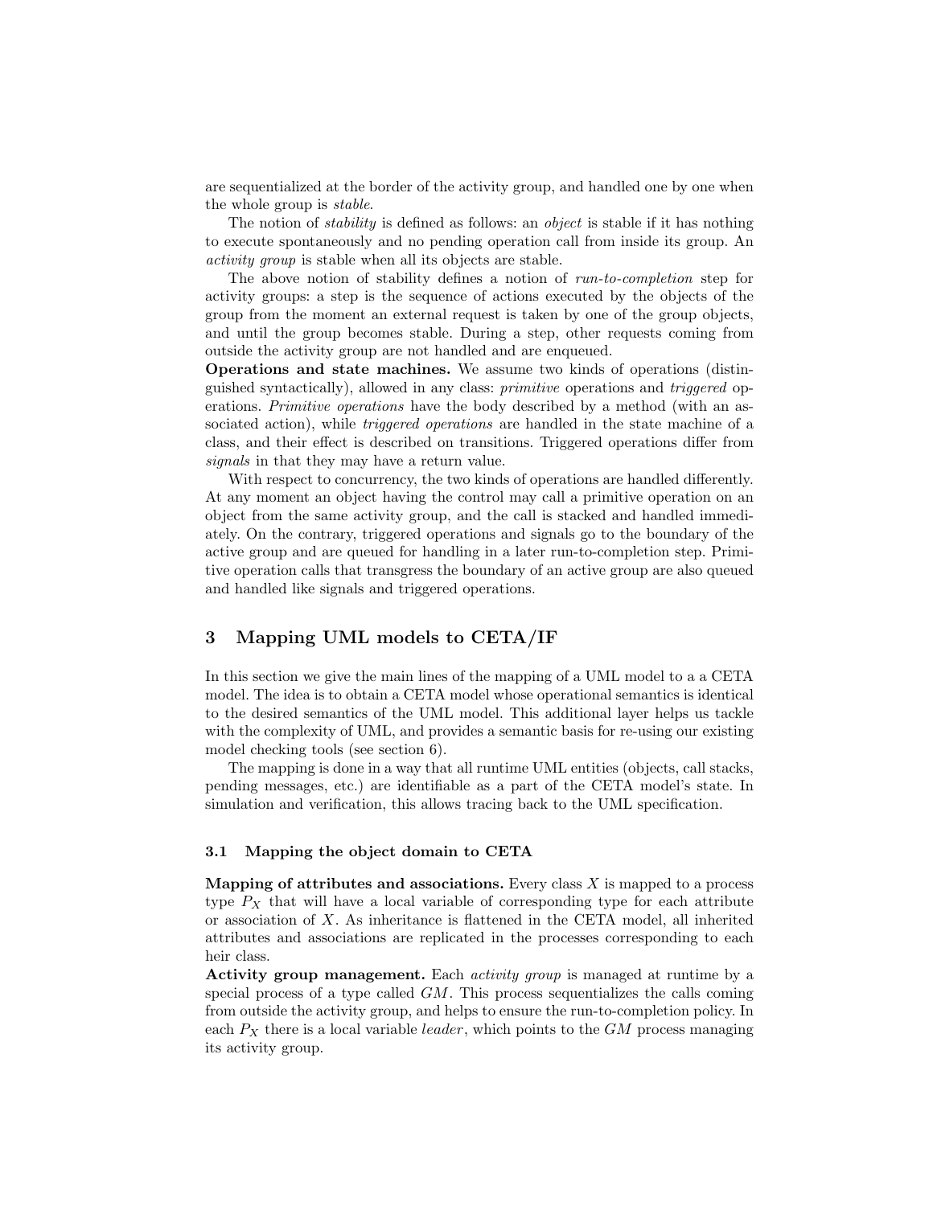are sequentialized at the border of the activity group, and handled one by one when the whole group is *stable*.

The notion of *stability* is defined as follows: an *object* is stable if it has nothing to execute spontaneously and no pending operation call from inside its group. An *activity group* is stable when all its objects are stable.

The above notion of stability defines a notion of *run-to-completion* step for activity groups: a step is the sequence of actions executed by the objects of the group from the moment an external request is taken by one of the group objects, and until the group becomes stable. During a step, other requests coming from outside the activity group are not handled and are enqueued.

**Operations and state machines.** We assume two kinds of operations (distinguished syntactically), allowed in any class: *primitive* operations and *triggered* operations. *Primitive operations* have the body described by a method (with an associated action), while *triggered operations* are handled in the state machine of a class, and their effect is described on transitions. Triggered operations differ from *signals* in that they may have a return value.

With respect to concurrency, the two kinds of operations are handled differently. At any moment an object having the control may call a primitive operation on an object from the same activity group, and the call is stacked and handled immediately. On the contrary, triggered operations and signals go to the boundary of the active group and are queued for handling in a later run-to-completion step. Primitive operation calls that transgress the boundary of an active group are also queued and handled like signals and triggered operations.

## 3 Mapping UML models to CETA/IF

In this section we give the main lines of the mapping of a UML model to a a CETA model. The idea is to obtain a CETA model whose operational semantics is identical to the desired semantics of the UML model. This additional layer helps us tackle with the complexity of UML, and provides a semantic basis for re-using our existing model checking tools (see section 6).

The mapping is done in a way that all runtime UML entities (objects, call stacks, pending messages, etc.) are identifiable as a part of the CETA model's state. In simulation and verification, this allows tracing back to the UML specification.

### 3.1 Mapping the object domain to CETA

**Mapping of attributes and associations.** Every class $X$ is mapped to a process type $P_X$ that will have a local variable of corresponding type for each attribute or association of $X$. As inheritance is flattened in the CETA model, all inherited attributes and associations are replicated in the processes corresponding to each heir class.

**Activity group management.** Each *activity group* is managed at runtime by a special process of a type called $GM$. This process sequentializes the calls coming from outside the activity group, and helps to ensure the run-to-completion policy. In each $P_X$ there is a local variable *leader*, which points to the $GM$ process managing its activity group.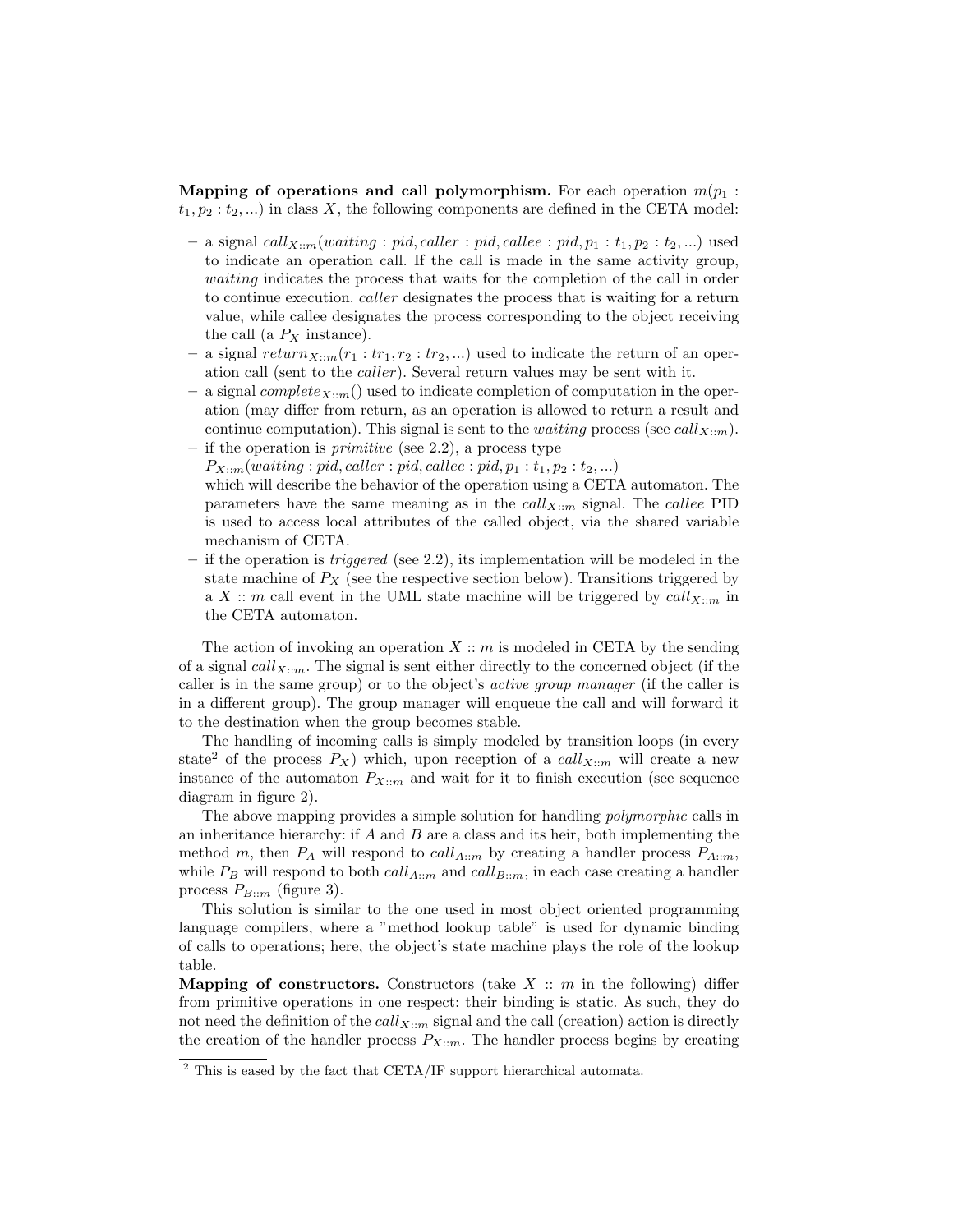**Mapping of operations and call polymorphism.** For each operation $m(p_1 : t_1, p_2 : t_2, ...)$ in class $X$, the following components are defined in the CETA model:

- a signal $call_{X::m}(waiting : pid, caller : pid, callee : pid, p_1 : t_1, p_2 : t_2, ...)$ used to indicate an operation call. If the call is made in the same activity group, *waiting* indicates the process that waits for the completion of the call in order to continue execution. *caller* designates the process that is waiting for a return value, while callee designates the process corresponding to the object receiving the call (a $P_X$ instance).
- a signal $return_{X::m}(r_1 : tr_1, r_2 : tr_2, ...)$ used to indicate the return of an operation call (sent to the *caller*). Several return values may be sent with it.
- a signal $complete_{X::m}()$ used to indicate completion of computation in the operation (may differ from return, as an operation is allowed to return a result and continue computation). This signal is sent to the *waiting* process (see $call_{X::m}$).
- if the operation is *primitive* (see 2.2), a process type $P_{X::m}(waiting : pid, caller : pid, callee : pid, p_1 : t_1, p_2 : t_2, ...)$ which will describe the behavior of the operation using a CETA automaton. The parameters have the same meaning as in the $call_{X::m}$ signal. The *callee* PID is used to access local attributes of the called object, via the shared variable mechanism of CETA.
- if the operation is *triggered* (see 2.2), its implementation will be modeled in the state machine of $P_X$ (see the respective section below). Transitions triggered by a $X :: m$ call event in the UML state machine will be triggered by $call_{X::m}$ in the CETA automaton.

The action of invoking an operation $X :: m$ is modeled in CETA by the sending of a signal $call_{X::m}$. The signal is sent either directly to the concerned object (if the caller is in the same group) or to the object's *active group manager* (if the caller is in a different group). The group manager will enqueue the call and will forward it to the destination when the group becomes stable.

The handling of incoming calls is simply modeled by transition loops (in every state[2] of the process $P_X$) which, upon reception of a $call_{X::m}$ will create a new instance of the automaton $P_{X::m}$ and wait for it to finish execution (see sequence diagram in figure 2).

The above mapping provides a simple solution for handling *polymorphic* calls in an inheritance hierarchy: if $A$ and $B$ are a class and its heir, both implementing the method $m$, then $P_A$ will respond to $call_{A::m}$ by creating a handler process $P_{A::m}$, while $P_B$ will respond to both $call_{A::m}$ and $call_{B::m}$, in each case creating a handler process $P_{B::m}$ (figure 3).

This solution is similar to the one used in most object oriented programming language compilers, where a "method lookup table" is used for dynamic binding of calls to operations; here, the object's state machine plays the role of the lookup table.

**Mapping of constructors.** Constructors (take $X :: m$ in the following) differ from primitive operations in one respect: their binding is static. As such, they do not need the definition of the $call_{X::m}$ signal and the call (creation) action is directly the creation of the handler process $P_{X::m}$. The handler process begins by creating

[2] This is eased by the fact that CETA/IF support hierarchical automata.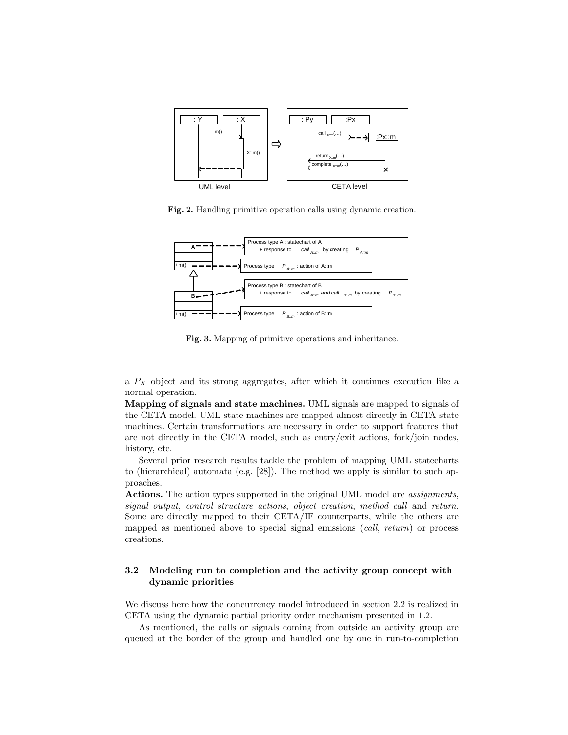**Fig. 2.** Handling primitive operation calls using dynamic creation.

**Fig. 3.** Mapping of primitive operations and inheritance.

a $P_X$ object and its strong aggregates, after which it continues execution like a normal operation.

**Mapping of signals and state machines.** UML signals are mapped to signals of the CETA model. UML state machines are mapped almost directly in CETA state machines. Certain transformations are necessary in order to support features that are not directly in the CETA model, such as entry/exit actions, fork/join nodes, history, etc.

Several prior research results tackle the problem of mapping UML statecharts to (hierarchical) automata (e.g. [28]). The method we apply is similar to such approaches.

**Actions.** The action types supported in the original UML model are *assignments*, *signal output*, *control structure actions*, *object creation*, *method call* and *return*. Some are directly mapped to their CETA/IF counterparts, while the others are mapped as mentioned above to special signal emissions (*call*, *return*) or process creations.

### 3.2 Modeling run to completion and the activity group concept with dynamic priorities

We discuss here how the concurrency model introduced in section 2.2 is realized in CETA using the dynamic partial priority order mechanism presented in 1.2.

As mentioned, the calls or signals coming from outside an activity group are queued at the border of the group and handled one by one in run-to-completion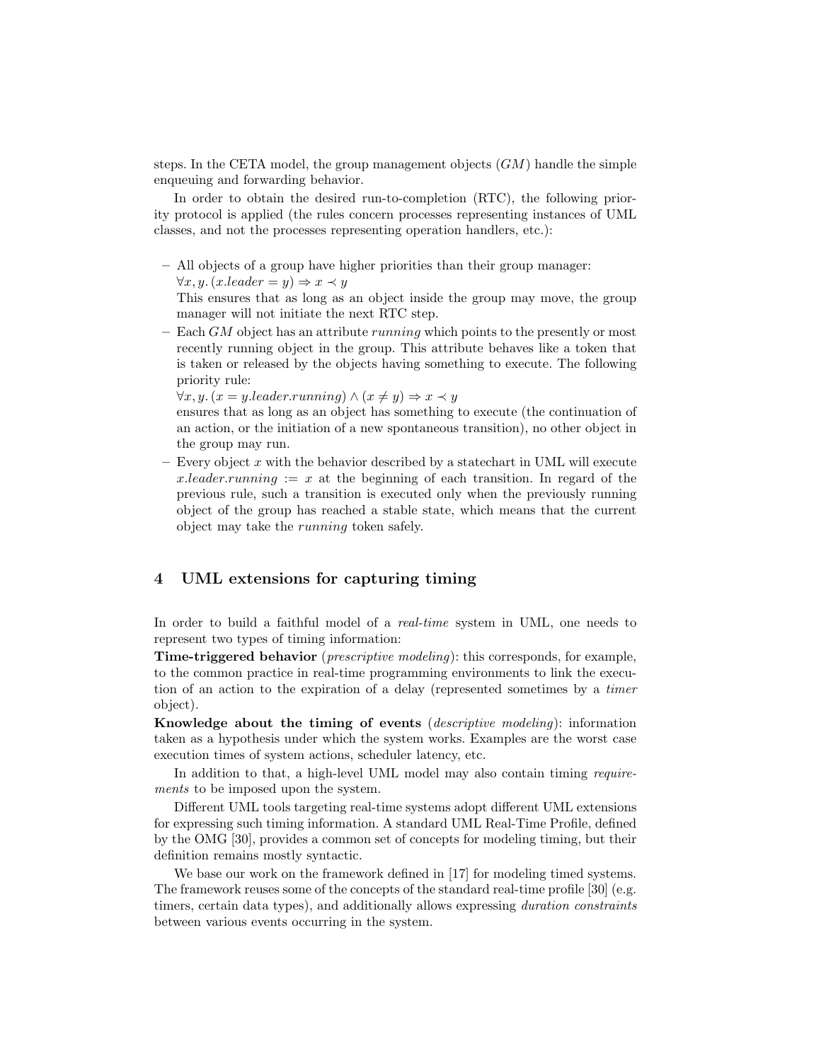steps. In the CETA model, the group management objects ($GM$) handle the simple enqueuing and forwarding behavior.

In order to obtain the desired run-to-completion (RTC), the following priority protocol is applied (the rules concern processes representing instances of UML classes, and not the processes representing operation handlers, etc.):

- All objects of a group have higher priorities than their group manager: $\forall x, y. (x.leader = y) \Rightarrow x \prec y$
  This ensures that as long as an object inside the group may move, the group manager will not initiate the next RTC step.
- Each $GM$ object has an attribute *running* which points to the presently or most recently running object in the group. This attribute behaves like a token that is taken or released by the objects having something to execute. The following priority rule:
  $\forall x, y. (x = y.leader.running) \wedge (x \neq y) \Rightarrow x \prec y$
  ensures that as long as an object has something to execute (the continuation of an action, or the initiation of a new spontaneous transition), no other object in the group may run.
- Every object $x$ with the behavior described by a statechart in UML will execute $x.leader.running := x$ at the beginning of each transition. In regard of the previous rule, such a transition is executed only when the previously running object of the group has reached a stable state, which means that the current object may take the *running* token safely.

## 4 UML extensions for capturing timing

In order to build a faithful model of a *real-time* system in UML, one needs to represent two types of timing information:

**Time-triggered behavior** (*prescriptive modeling*): this corresponds, for example, to the common practice in real-time programming environments to link the execution of an action to the expiration of a delay (represented sometimes by a *timer* object).

**Knowledge about the timing of events** (*descriptive modeling*): information taken as a hypothesis under which the system works. Examples are the worst case execution times of system actions, scheduler latency, etc.

In addition to that, a high-level UML model may also contain timing *requirements* to be imposed upon the system.

Different UML tools targeting real-time systems adopt different UML extensions for expressing such timing information. A standard UML Real-Time Profile, defined by the OMG [30], provides a common set of concepts for modeling timing, but their definition remains mostly syntactic.

We base our work on the framework defined in [17] for modeling timed systems. The framework reuses some of the concepts of the standard real-time profile [30] (e.g. timers, certain data types), and additionally allows expressing *duration constraints* between various events occurring in the system.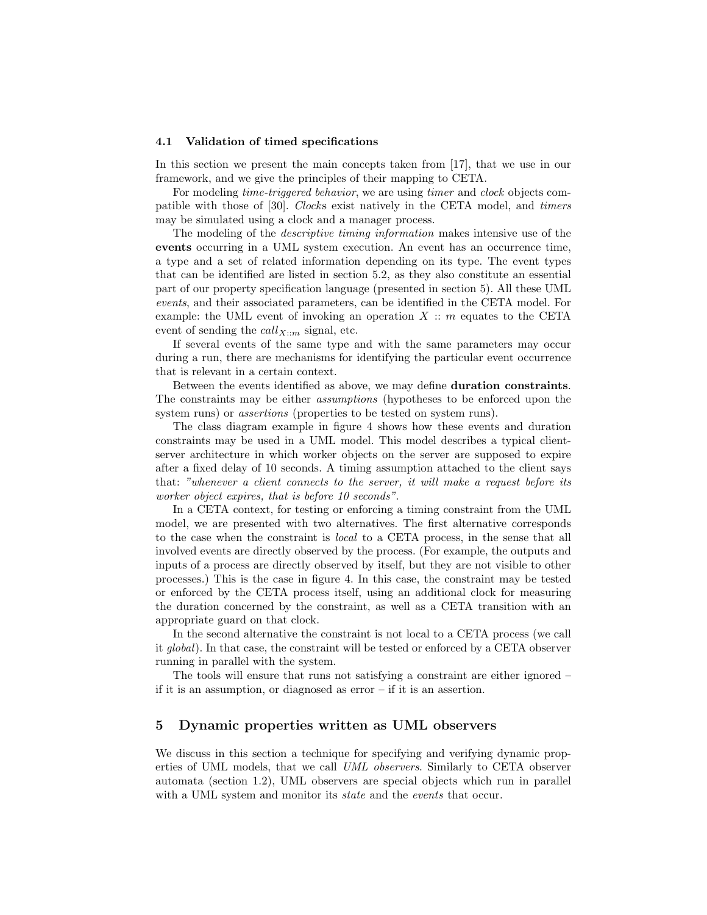### 4.1 Validation of timed specifications

In this section we present the main concepts taken from [17], that we use in our framework, and we give the principles of their mapping to CETA.

For modeling *time-triggered behavior*, we are using *timer* and *clock* objects compatible with those of [30]. *Clock*s exist natively in the CETA model, and *timers* may be simulated using a clock and a manager process.

The modeling of the *descriptive timing information* makes intensive use of the **events** occurring in a UML system execution. An event has an occurrence time, a type and a set of related information depending on its type. The event types that can be identified are listed in section 5.2, as they also constitute an essential part of our property specification language (presented in section 5). All these UML *events*, and their associated parameters, can be identified in the CETA model. For example: the UML event of invoking an operation $X :: m$ equates to the CETA event of sending the $call_{X::m}$ signal, etc.

If several events of the same type and with the same parameters may occur during a run, there are mechanisms for identifying the particular event occurrence that is relevant in a certain context.

Between the events identified as above, we may define **duration constraints**. The constraints may be either *assumptions* (hypotheses to be enforced upon the system runs) or *assertions* (properties to be tested on system runs).

The class diagram example in figure 4 shows how these events and duration constraints may be used in a UML model. This model describes a typical client-server architecture in which worker objects on the server are supposed to expire after a fixed delay of 10 seconds. A timing assumption attached to the client says that: *"whenever a client connects to the server, it will make a request before its worker object expires, that is before 10 seconds"*.

In a CETA context, for testing or enforcing a timing constraint from the UML model, we are presented with two alternatives. The first alternative corresponds to the case when the constraint is *local* to a CETA process, in the sense that all involved events are directly observed by the process. (For example, the outputs and inputs of a process are directly observed by itself, but they are not visible to other processes.) This is the case in figure 4. In this case, the constraint may be tested or enforced by the CETA process itself, using an additional clock for measuring the duration concerned by the constraint, as well as a CETA transition with an appropriate guard on that clock.

In the second alternative the constraint is not local to a CETA process (we call it *global*). In that case, the constraint will be tested or enforced by a CETA observer running in parallel with the system.

The tools will ensure that runs not satisfying a constraint are either ignored – if it is an assumption, or diagnosed as error – if it is an assertion.

## 5 Dynamic properties written as UML observers

We discuss in this section a technique for specifying and verifying dynamic properties of UML models, that we call *UML observers*. Similarly to CETA observer automata (section 1.2), UML observers are special objects which run in parallel with a UML system and monitor its *state* and the *events* that occur.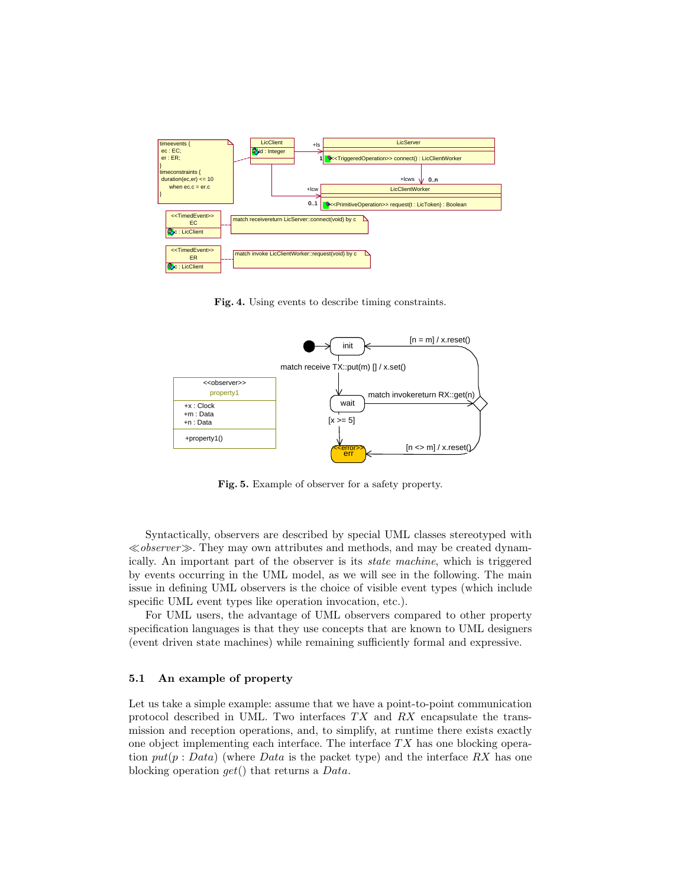**Fig. 4.** Using events to describe timing constraints.

**Fig. 5.** Example of observer for a safety property.

Syntactically, observers are described by special UML classes stereotyped with ≪*observer*≫. They may own attributes and methods, and may be created dynamically. An important part of the observer is its *state machine*, which is triggered by events occurring in the UML model, as we will see in the following. The main issue in defining UML observers is the choice of visible event types (which include specific UML event types like operation invocation, etc.).

For UML users, the advantage of UML observers compared to other property specification languages is that they use concepts that are known to UML designers (event driven state machines) while remaining sufficiently formal and expressive.

### 5.1 An example of property

Let us take a simple example: assume that we have a point-to-point communication protocol described in UML. Two interfaces $TX$ and $RX$ encapsulate the transmission and reception operations, and, to simplify, at runtime there exists exactly one object implementing each interface. The interface $TX$ has one blocking operation $put(p : Data)$ (where $Data$ is the packet type) and the interface $RX$ has one blocking operation $get()$ that returns a $Data$.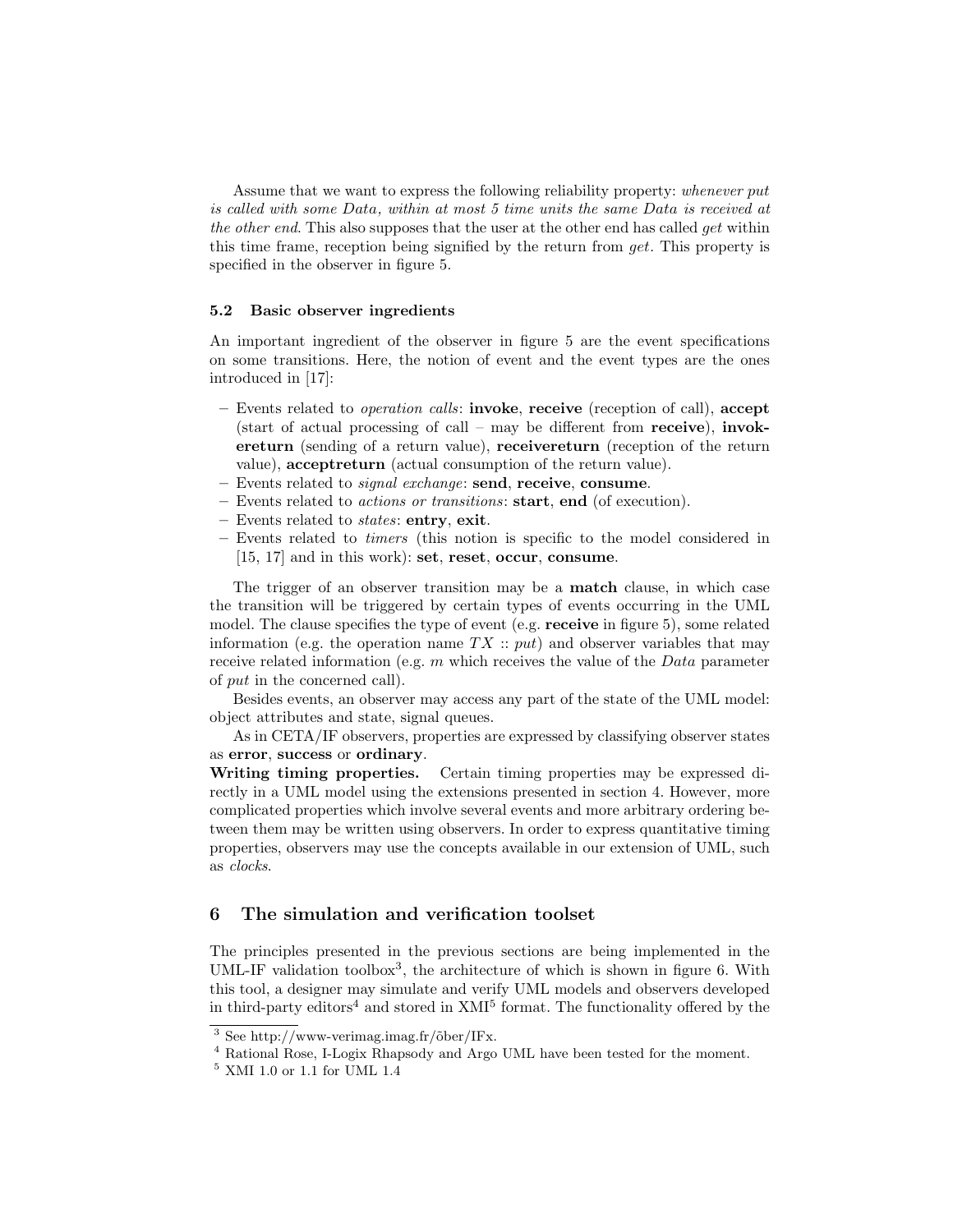Assume that we want to express the following reliability property: *whenever put is called with some Data, within at most 5 time units the same Data is received at the other end*. This also supposes that the user at the other end has called *get* within this time frame, reception being signified by the return from *get*. This property is specified in the observer in figure 5.

### 5.2 Basic observer ingredients

An important ingredient of the observer in figure 5 are the event specifications on some transitions. Here, the notion of event and the event types are the ones introduced in [17]:

- Events related to *operation calls*: **invoke**, **receive** (reception of call), **accept** (start of actual processing of call – may be different from **receive**), **invokereturn** (sending of a return value), **receivereturn** (reception of the return value), **acceptreturn** (actual consumption of the return value).
- Events related to *signal exchange*: **send**, **receive**, **consume**.
- Events related to *actions or transitions*: **start**, **end** (of execution).
- Events related to *states*: **entry**, **exit**.
- Events related to *timers* (this notion is specific to the model considered in [15, 17] and in this work): **set**, **reset**, **occur**, **consume**.

The trigger of an observer transition may be a **match** clause, in which case the transition will be triggered by certain types of events occurring in the UML model. The clause specifies the type of event (e.g. **receive** in figure 5), some related information (e.g. the operation name $TX :: put$) and observer variables that may receive related information (e.g. $m$ which receives the value of the *Data* parameter of *put* in the concerned call).

Besides events, an observer may access any part of the state of the UML model: object attributes and state, signal queues.

As in CETA/IF observers, properties are expressed by classifying observer states as **error**, **success** or **ordinary**.

**Writing timing properties.** Certain timing properties may be expressed directly in a UML model using the extensions presented in section 4. However, more complicated properties which involve several events and more arbitrary ordering between them may be written using observers. In order to express quantitative timing properties, observers may use the concepts available in our extension of UML, such as *clocks*.

## 6 The simulation and verification toolset

The principles presented in the previous sections are being implemented in the UML-IF validation toolbox[3], the architecture of which is shown in figure 6. With this tool, a designer may simulate and verify UML models and observers developed in third-party editors[4] and stored in XMI[5] format. The functionality offered by the

---

[3] See http://www-verimag.imag.fr/õber/IFx.

[4] Rational Rose, I-Logix Rhapsody and Argo UML have been tested for the moment.

[5] XMI 1.0 or 1.1 for UML 1.4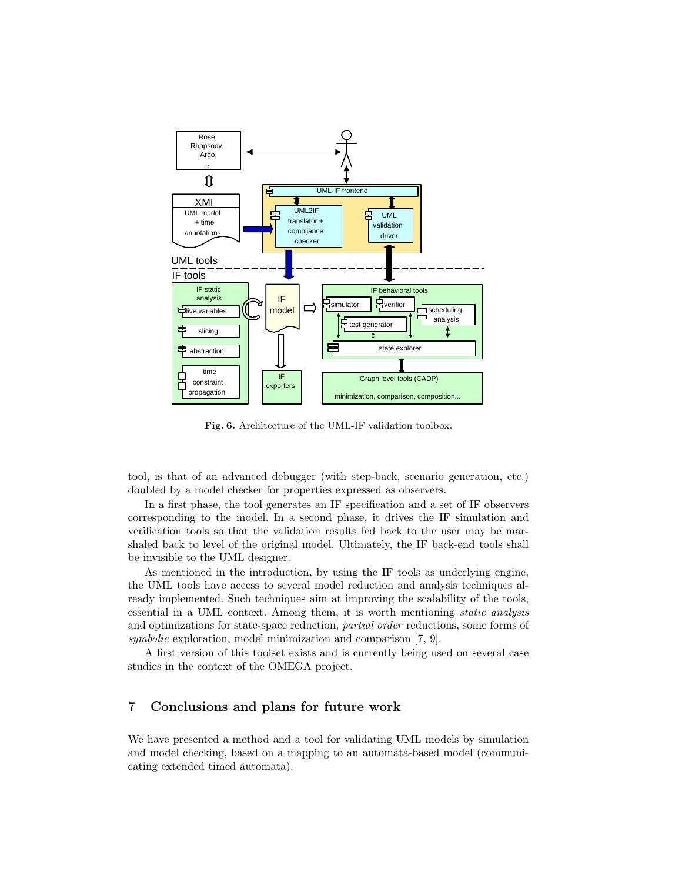**Fig. 6.** Architecture of the UML-IF validation toolbox.

tool, is that of an advanced debugger (with step-back, scenario generation, etc.) doubled by a model checker for properties expressed as observers.

In a first phase, the tool generates an IF specification and a set of IF observers corresponding to the model. In a second phase, it drives the IF simulation and verification tools so that the validation results fed back to the user may be marshaled back to level of the original model. Ultimately, the IF back-end tools shall be invisible to the UML designer.

As mentioned in the introduction, by using the IF tools as underlying engine, the UML tools have access to several model reduction and analysis techniques already implemented. Such techniques aim at improving the scalability of the tools, essential in a UML context. Among them, it is worth mentioning *static analysis* and optimizations for state-space reduction, *partial order* reductions, some forms of *symbolic* exploration, model minimization and comparison [7, 9].

A first version of this toolset exists and is currently being used on several case studies in the context of the OMEGA project.

## 7 Conclusions and plans for future work

We have presented a method and a tool for validating UML models by simulation and model checking, based on a mapping to an automata-based model (communicating extended timed automata).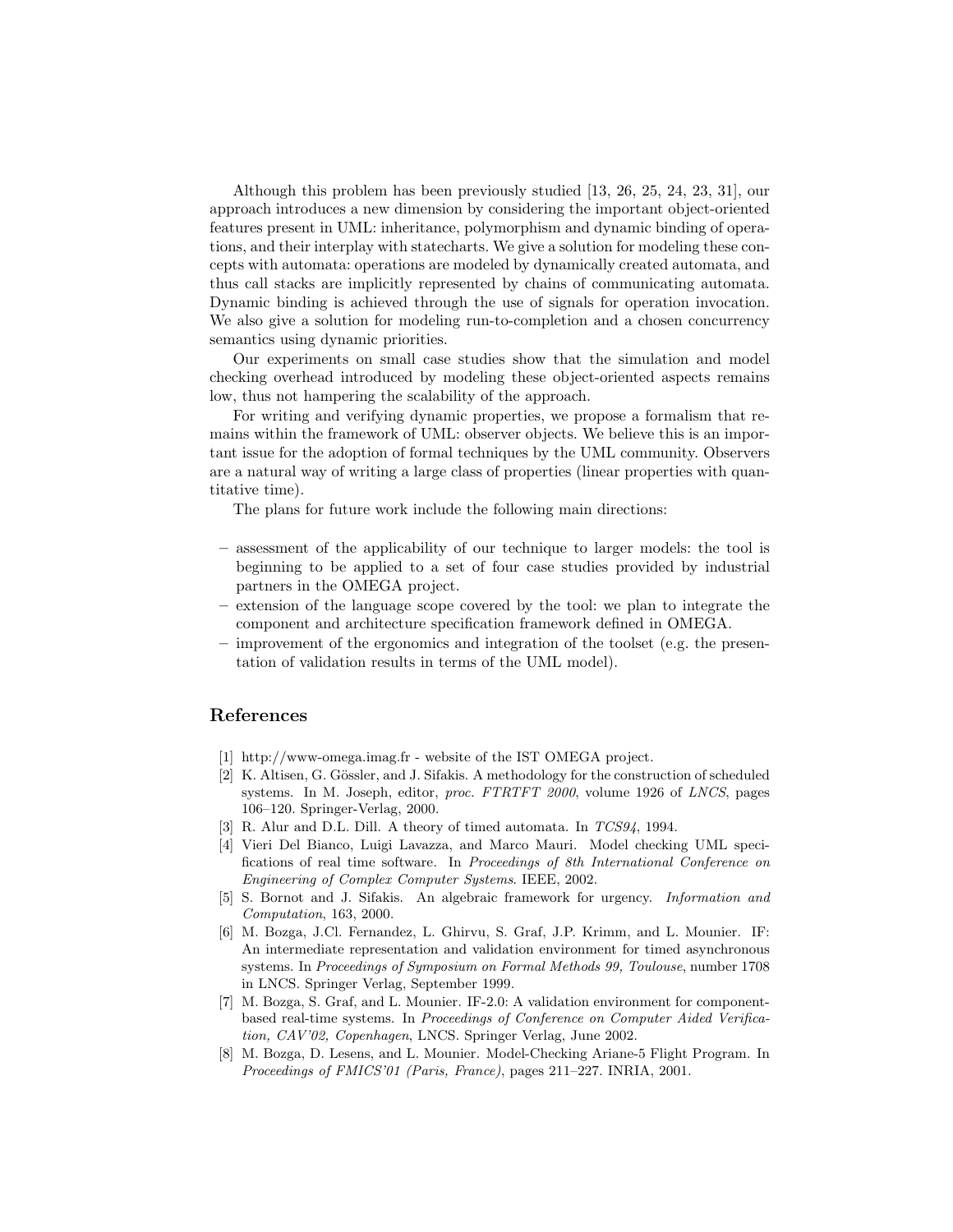Although this problem has been previously studied [13, 26, 25, 24, 23, 31], our approach introduces a new dimension by considering the important object-oriented features present in UML: inheritance, polymorphism and dynamic binding of operations, and their interplay with statecharts. We give a solution for modeling these concepts with automata: operations are modeled by dynamically created automata, and thus call stacks are implicitly represented by chains of communicating automata. Dynamic binding is achieved through the use of signals for operation invocation. We also give a solution for modeling run-to-completion and a chosen concurrency semantics using dynamic priorities.

Our experiments on small case studies show that the simulation and model checking overhead introduced by modeling these object-oriented aspects remains low, thus not hampering the scalability of the approach.

For writing and verifying dynamic properties, we propose a formalism that remains within the framework of UML: observer objects. We believe this is an important issue for the adoption of formal techniques by the UML community. Observers are a natural way of writing a large class of properties (linear properties with quantitative time).

The plans for future work include the following main directions:

- assessment of the applicability of our technique to larger models: the tool is beginning to be applied to a set of four case studies provided by industrial partners in the OMEGA project.
- extension of the language scope covered by the tool: we plan to integrate the component and architecture specification framework defined in OMEGA.
- improvement of the ergonomics and integration of the toolset (e.g. the presentation of validation results in terms of the UML model).

## References

[1] http://www-omega.imag.fr - website of the IST OMEGA project.

[2] K. Altisen, G. Gössler, and J. Sifakis. A methodology for the construction of scheduled systems. In M. Joseph, editor, *proc. FTRTFT 2000*, volume 1926 of *LNCS*, pages 106–120. Springer-Verlag, 2000.

[3] R. Alur and D.L. Dill. A theory of timed automata. In *TCS94*, 1994.

[4] Vieri Del Bianco, Luigi Lavazza, and Marco Mauri. Model checking UML specifications of real time software. In *Proceedings of 8th International Conference on Engineering of Complex Computer Systems*. IEEE, 2002.

[5] S. Bornot and J. Sifakis. An algebraic framework for urgency. *Information and Computation*, 163, 2000.

[6] M. Bozga, J.Cl. Fernandez, L. Ghirvu, S. Graf, J.P. Krimm, and L. Mounier. IF: An intermediate representation and validation environment for timed asynchronous systems. In *Proceedings of Symposium on Formal Methods 99, Toulouse*, number 1708 in LNCS. Springer Verlag, September 1999.

[7] M. Bozga, S. Graf, and L. Mounier. IF-2.0: A validation environment for component-based real-time systems. In *Proceedings of Conference on Computer Aided Verification, CAV'02, Copenhagen*, LNCS. Springer Verlag, June 2002.

[8] M. Bozga, D. Lesens, and L. Mounier. Model-Checking Ariane-5 Flight Program. In *Proceedings of FMICS'01 (Paris, France)*, pages 211–227. INRIA, 2001.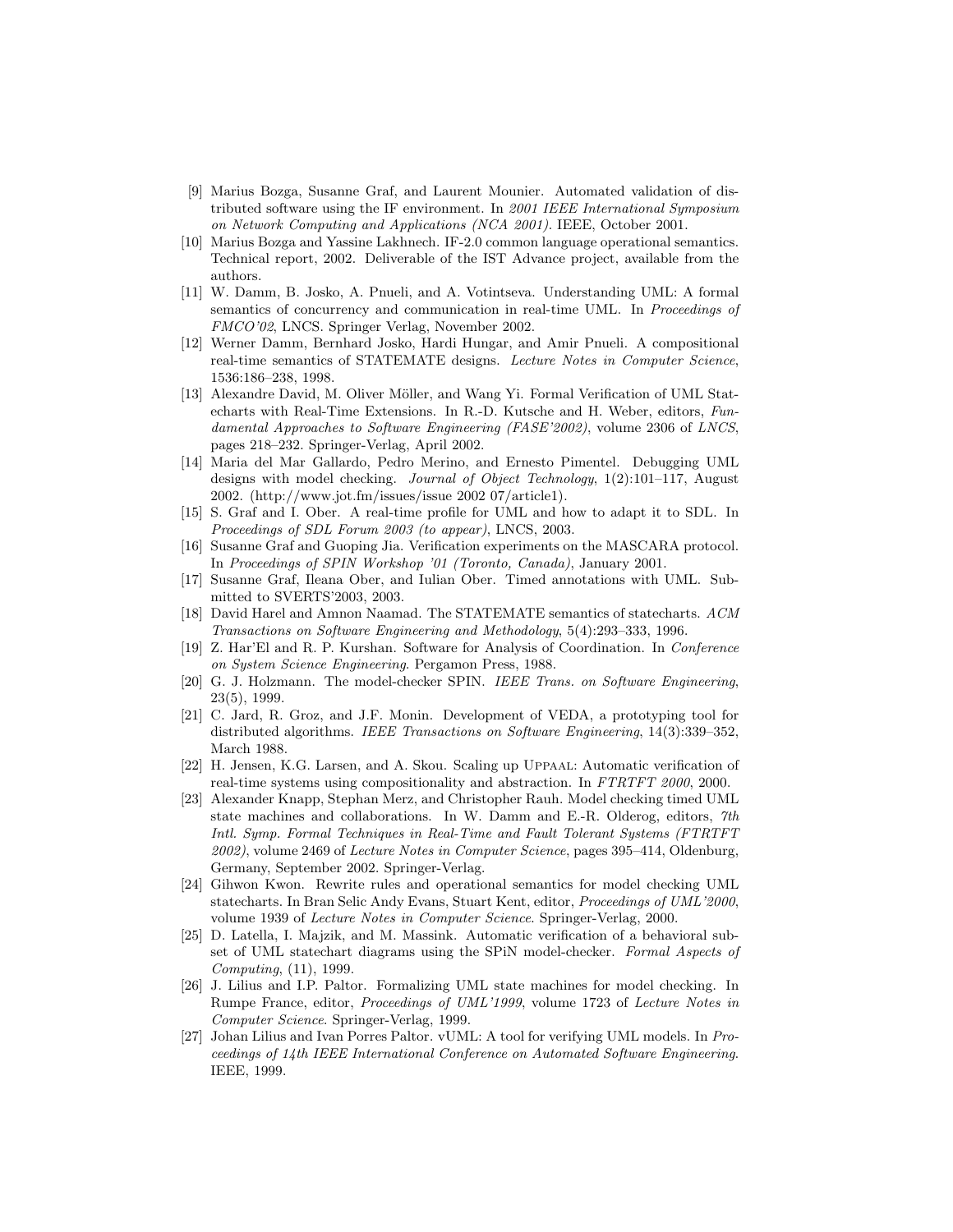[9] Marius Bozga, Susanne Graf, and Laurent Mounier. Automated validation of distributed software using the IF environment. In *2001 IEEE International Symposium on Network Computing and Applications (NCA 2001)*. IEEE, October 2001.

[10] Marius Bozga and Yassine Lakhnech. IF-2.0 common language operational semantics. Technical report, 2002. Deliverable of the IST Advance project, available from the authors.

[11] W. Damm, B. Josko, A. Pnueli, and A. Votintseva. Understanding UML: A formal semantics of concurrency and communication in real-time UML. In *Proceedings of FMCO'02*, LNCS. Springer Verlag, November 2002.

[12] Werner Damm, Bernhard Josko, Hardi Hungar, and Amir Pnueli. A compositional real-time semantics of STATEMATE designs. *Lecture Notes in Computer Science*, 1536:186–238, 1998.

[13] Alexandre David, M. Oliver Möller, and Wang Yi. Formal Verification of UML Statecharts with Real-Time Extensions. In R.-D. Kutsche and H. Weber, editors, *Fundamental Approaches to Software Engineering (FASE'2002)*, volume 2306 of *LNCS*, pages 218–232. Springer-Verlag, April 2002.

[14] Maria del Mar Gallardo, Pedro Merino, and Ernesto Pimentel. Debugging UML designs with model checking. *Journal of Object Technology*, 1(2):101–117, August 2002. (http://www.jot.fm/issues/issue 2002 07/article1).

[15] S. Graf and I. Ober. A real-time profile for UML and how to adapt it to SDL. In *Proceedings of SDL Forum 2003 (to appear)*, LNCS, 2003.

[16] Susanne Graf and Guoping Jia. Verification experiments on the MASCARA protocol. In *Proceedings of SPIN Workshop '01 (Toronto, Canada)*, January 2001.

[17] Susanne Graf, Ileana Ober, and Iulian Ober. Timed annotations with UML. Submitted to SVERTS'2003, 2003.

[18] David Harel and Amnon Naamad. The STATEMATE semantics of statecharts. *ACM Transactions on Software Engineering and Methodology*, 5(4):293–333, 1996.

[19] Z. Har'El and R. P. Kurshan. Software for Analysis of Coordination. In *Conference on System Science Engineering*. Pergamon Press, 1988.

[20] G. J. Holzmann. The model-checker SPIN. *IEEE Trans. on Software Engineering*, 23(5), 1999.

[21] C. Jard, R. Groz, and J.F. Monin. Development of VEDA, a prototyping tool for distributed algorithms. *IEEE Transactions on Software Engineering*, 14(3):339–352, March 1988.

[22] H. Jensen, K.G. Larsen, and A. Skou. Scaling up Uppaal: Automatic verification of real-time systems using compositionality and abstraction. In *FTRTFT 2000*, 2000.

[23] Alexander Knapp, Stephan Merz, and Christopher Rauh. Model checking timed UML state machines and collaborations. In W. Damm and E.-R. Olderog, editors, *7th Intl. Symp. Formal Techniques in Real-Time and Fault Tolerant Systems (FTRTFT 2002)*, volume 2469 of *Lecture Notes in Computer Science*, pages 395–414, Oldenburg, Germany, September 2002. Springer-Verlag.

[24] Gihwon Kwon. Rewrite rules and operational semantics for model checking UML statecharts. In Bran Selic Andy Evans, Stuart Kent, editor, *Proceedings of UML'2000*, volume 1939 of *Lecture Notes in Computer Science*. Springer-Verlag, 2000.

[25] D. Latella, I. Majzik, and M. Massink. Automatic verification of a behavioral subset of UML statechart diagrams using the SPiN model-checker. *Formal Aspects of Computing*, (11), 1999.

[26] J. Lilius and I.P. Paltor. Formalizing UML state machines for model checking. In Rumpe France, editor, *Proceedings of UML'1999*, volume 1723 of *Lecture Notes in Computer Science*. Springer-Verlag, 1999.

[27] Johan Lilius and Ivan Porres Paltor. vUML: A tool for verifying UML models. In *Proceedings of 14th IEEE International Conference on Automated Software Engineering*. IEEE, 1999.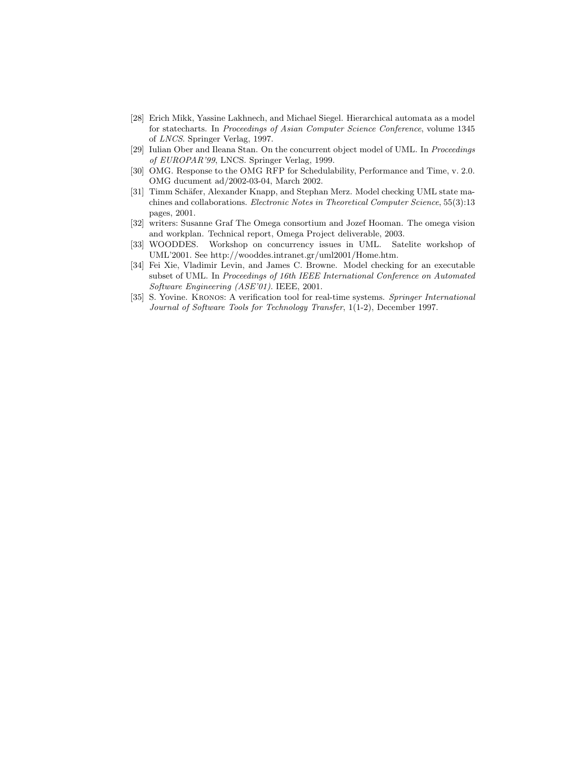[28] Erich Mikk, Yassine Lakhnech, and Michael Siegel. Hierarchical automata as a model for statecharts. In *Proceedings of Asian Computer Science Conference*, volume 1345 of *LNCS*. Springer Verlag, 1997.

[29] Iulian Ober and Ileana Stan. On the concurrent object model of UML. In *Proceedings of EUROPAR'99*, LNCS. Springer Verlag, 1999.

[30] OMG. Response to the OMG RFP for Schedulability, Performance and Time, v. 2.0. OMG ducument ad/2002-03-04, March 2002.

[31] Timm Schäfer, Alexander Knapp, and Stephan Merz. Model checking UML state machines and collaborations. *Electronic Notes in Theoretical Computer Science*, 55(3):13 pages, 2001.

[32] writers: Susanne Graf The Omega consortium and Jozef Hooman. The omega vision and workplan. Technical report, Omega Project deliverable, 2003.

[33] WOODDES. Workshop on concurrency issues in UML. Satelite workshop of UML'2001. See http://wooddes.intranet.gr/uml2001/Home.htm.

[34] Fei Xie, Vladimir Levin, and James C. Browne. Model checking for an executable subset of UML. In *Proceedings of 16th IEEE International Conference on Automated Software Engineering (ASE'01)*. IEEE, 2001.

[35] S. Yovine. KRONOS: A verification tool for real-time systems. *Springer International Journal of Software Tools for Technology Transfer*, 1(1-2), December 1997.